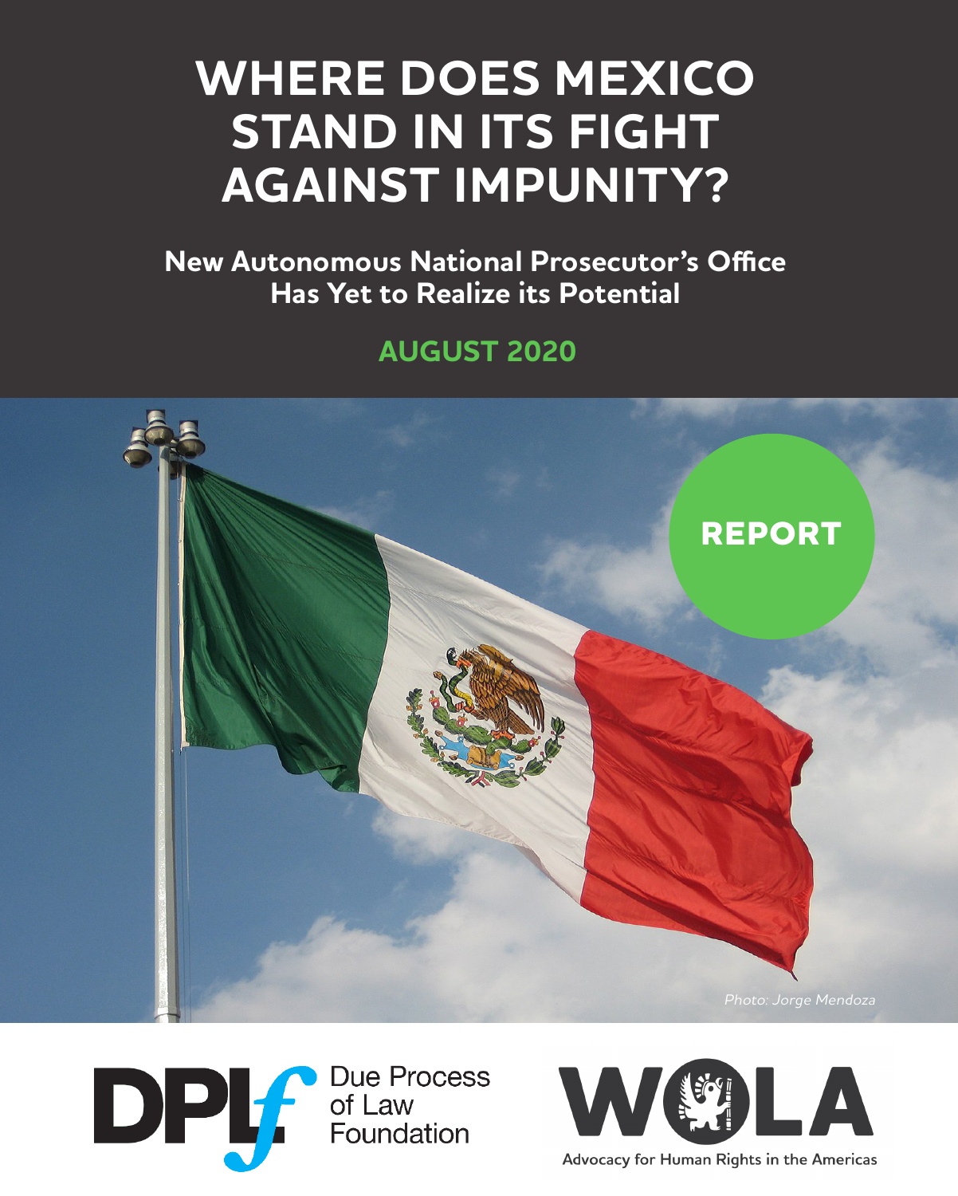# WHERE DOES MEXICO STAND IN ITS FIGHT AGAINST IMPUNITY?

## New Autonomous National Prosecutor's Office Has Yet to Realize its Potential

**AUGUST 2020**

**REPORT**

*Photo: Jorge Mendoza*

Due Process of Law Foundation

WOLA

Advocacy for Human Rights in the Americas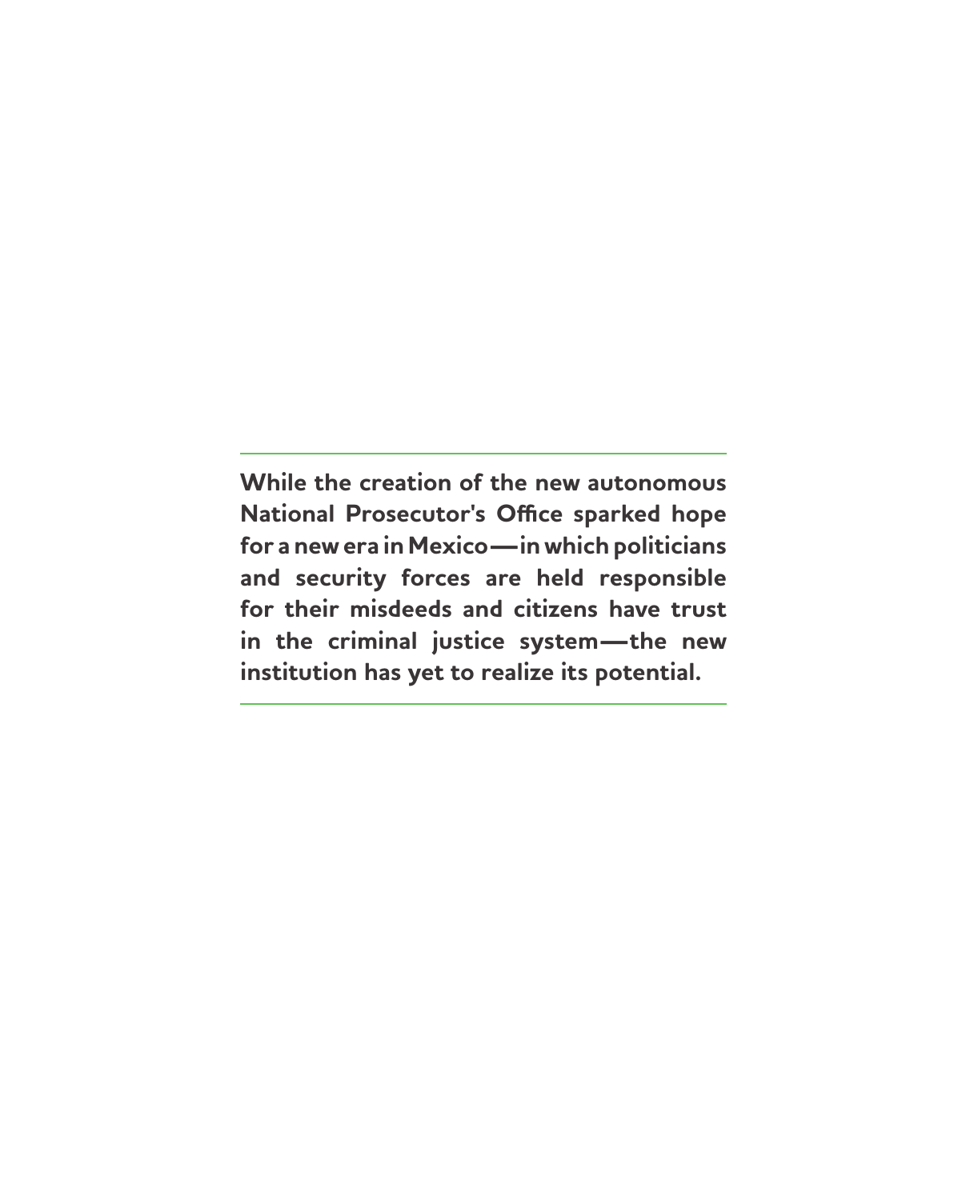**While the creation of the new autonomous National Prosecutor's Office sparked hope for a new era in Mexico—in which politicians and security forces are held responsible for their misdeeds and citizens have trust in the criminal justice system—the new institution has yet to realize its potential.**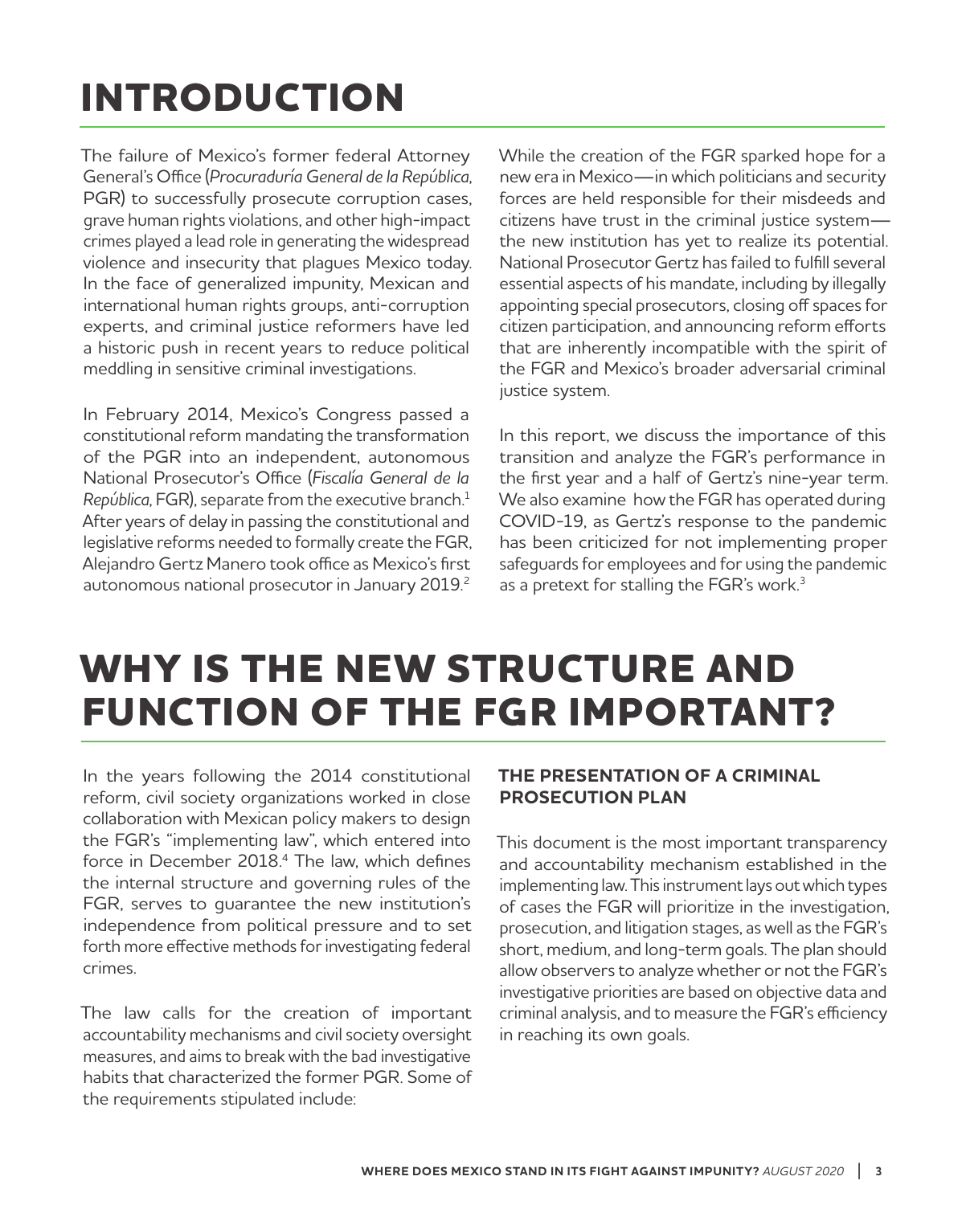# INTRODUCTION

The failure of Mexico's former federal Attorney General's Office (*Procuraduría General de la República*, PGR) to successfully prosecute corruption cases, grave human rights violations, and other high-impact crimes played a lead role in generating the widespread violence and insecurity that plagues Mexico today. In the face of generalized impunity, Mexican and international human rights groups, anti-corruption experts, and criminal justice reformers have led a historic push in recent years to reduce political meddling in sensitive criminal investigations.

In February 2014, Mexico's Congress passed a constitutional reform mandating the transformation of the PGR into an independent, autonomous National Prosecutor's Office (*Fiscalía General de la República*, FGR), separate from the executive branch.[1] After years of delay in passing the constitutional and legislative reforms needed to formally create the FGR, Alejandro Gertz Manero took office as Mexico's first autonomous national prosecutor in January 2019.[2]

While the creation of the FGR sparked hope for a new era in Mexico—in which politicians and security forces are held responsible for their misdeeds and citizens have trust in the criminal justice system—the new institution has yet to realize its potential. National Prosecutor Gertz has failed to fulfill several essential aspects of his mandate, including by illegally appointing special prosecutors, closing off spaces for citizen participation, and announcing reform efforts that are inherently incompatible with the spirit of the FGR and Mexico's broader adversarial criminal justice system.

In this report, we discuss the importance of this transition and analyze the FGR's performance in the first year and a half of Gertz's nine-year term. We also examine how the FGR has operated during COVID-19, as Gertz's response to the pandemic has been criticized for not implementing proper safeguards for employees and for using the pandemic as a pretext for stalling the FGR's work.[3]

# WHY IS THE NEW STRUCTURE AND FUNCTION OF THE FGR IMPORTANT?

In the years following the 2014 constitutional reform, civil society organizations worked in close collaboration with Mexican policy makers to design the FGR's "implementing law", which entered into force in December 2018.[4] The law, which defines the internal structure and governing rules of the FGR, serves to guarantee the new institution's independence from political pressure and to set forth more effective methods for investigating federal crimes.

The law calls for the creation of important accountability mechanisms and civil society oversight measures, and aims to break with the bad investigative habits that characterized the former PGR. Some of the requirements stipulated include:

### THE PRESENTATION OF A CRIMINAL PROSECUTION PLAN

This document is the most important transparency and accountability mechanism established in the implementing law. This instrument lays out which types of cases the FGR will prioritize in the investigation, prosecution, and litigation stages, as well as the FGR's short, medium, and long-term goals. The plan should allow observers to analyze whether or not the FGR's investigative priorities are based on objective data and criminal analysis, and to measure the FGR's efficiency in reaching its own goals.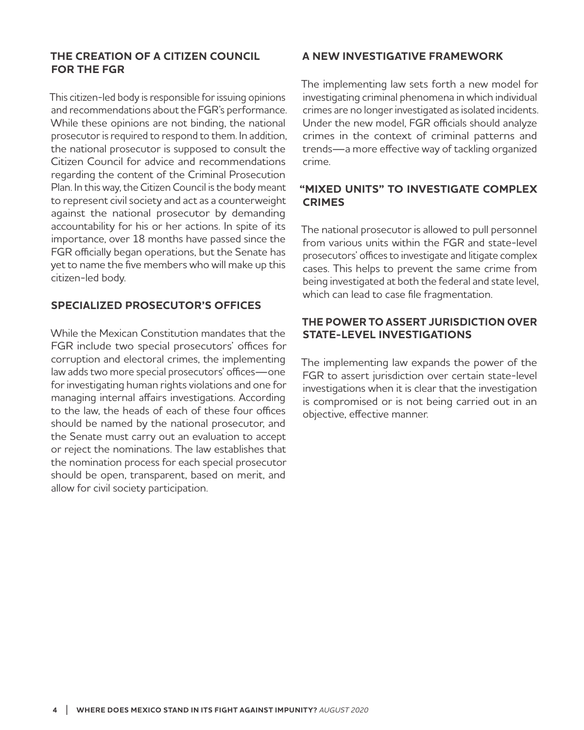## THE CREATION OF A CITIZEN COUNCIL FOR THE FGR

This citizen-led body is responsible for issuing opinions and recommendations about the FGR's performance. While these opinions are not binding, the national prosecutor is required to respond to them. In addition, the national prosecutor is supposed to consult the Citizen Council for advice and recommendations regarding the content of the Criminal Prosecution Plan. In this way, the Citizen Council is the body meant to represent civil society and act as a counterweight against the national prosecutor by demanding accountability for his or her actions. In spite of its importance, over 18 months have passed since the FGR officially began operations, but the Senate has yet to name the five members who will make up this citizen-led body.

## SPECIALIZED PROSECUTOR'S OFFICES

While the Mexican Constitution mandates that the FGR include two special prosecutors' offices for corruption and electoral crimes, the implementing law adds two more special prosecutors' offices—one for investigating human rights violations and one for managing internal affairs investigations. According to the law, the heads of each of these four offices should be named by the national prosecutor, and the Senate must carry out an evaluation to accept or reject the nominations. The law establishes that the nomination process for each special prosecutor should be open, transparent, based on merit, and allow for civil society participation.

## A NEW INVESTIGATIVE FRAMEWORK

The implementing law sets forth a new model for investigating criminal phenomena in which individual crimes are no longer investigated as isolated incidents. Under the new model, FGR officials should analyze crimes in the context of criminal patterns and trends—a more effective way of tackling organized crime.

## "MIXED UNITS" TO INVESTIGATE COMPLEX CRIMES

The national prosecutor is allowed to pull personnel from various units within the FGR and state-level prosecutors' offices to investigate and litigate complex cases. This helps to prevent the same crime from being investigated at both the federal and state level, which can lead to case file fragmentation.

## THE POWER TO ASSERT JURISDICTION OVER STATE-LEVEL INVESTIGATIONS

The implementing law expands the power of the FGR to assert jurisdiction over certain state-level investigations when it is clear that the investigation is compromised or is not being carried out in an objective, effective manner.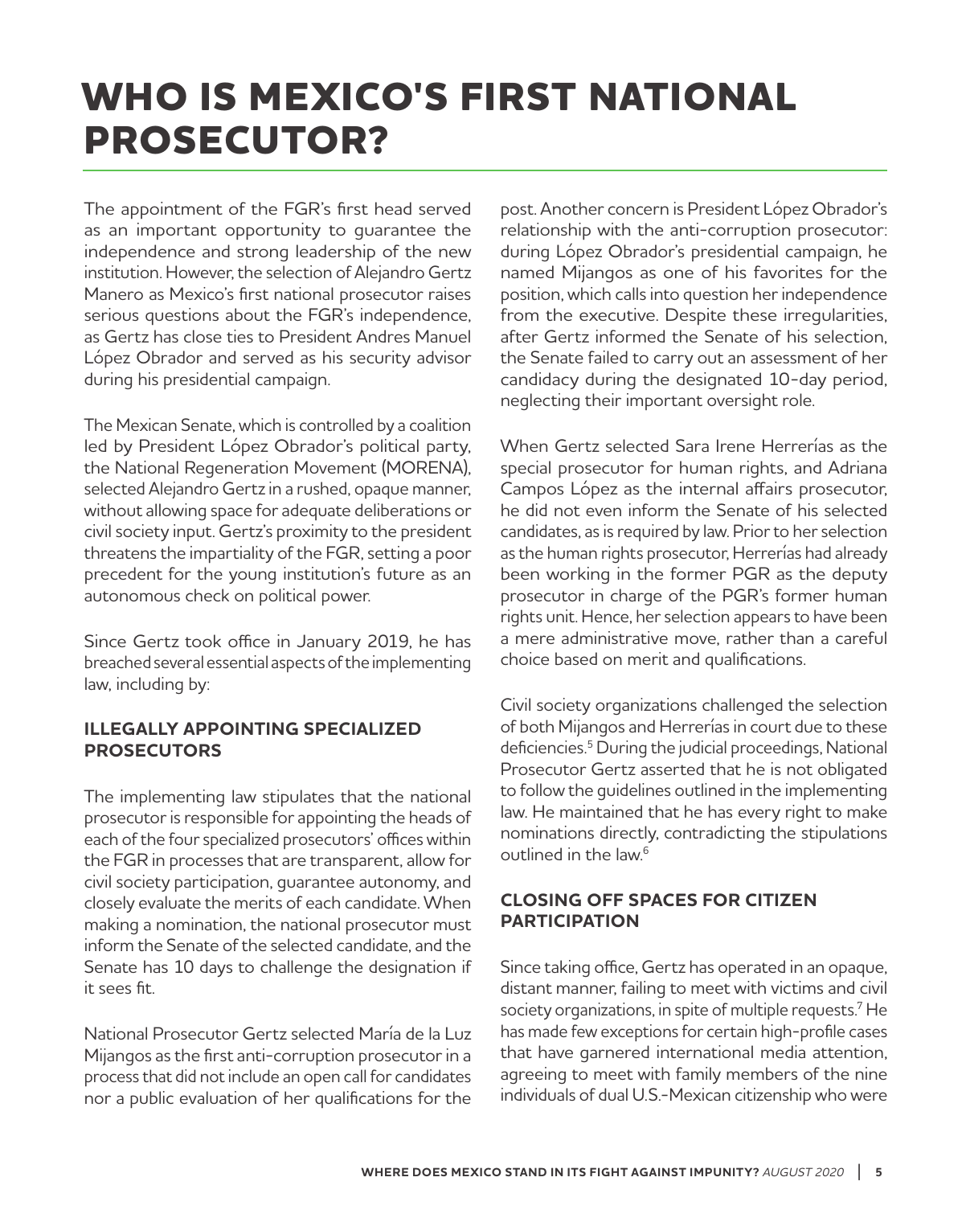# WHO IS MEXICO'S FIRST NATIONAL PROSECUTOR?

The appointment of the FGR's first head served as an important opportunity to guarantee the independence and strong leadership of the new institution. However, the selection of Alejandro Gertz Manero as Mexico's first national prosecutor raises serious questions about the FGR's independence, as Gertz has close ties to President Andres Manuel López Obrador and served as his security advisor during his presidential campaign.

The Mexican Senate, which is controlled by a coalition led by President López Obrador's political party, the National Regeneration Movement (MORENA), selected Alejandro Gertz in a rushed, opaque manner, without allowing space for adequate deliberations or civil society input. Gertz's proximity to the president threatens the impartiality of the FGR, setting a poor precedent for the young institution's future as an autonomous check on political power.

Since Gertz took office in January 2019, he has breached several essential aspects of the implementing law, including by:

### ILLEGALLY APPOINTING SPECIALIZED PROSECUTORS

The implementing law stipulates that the national prosecutor is responsible for appointing the heads of each of the four specialized prosecutors' offices within the FGR in processes that are transparent, allow for civil society participation, guarantee autonomy, and closely evaluate the merits of each candidate. When making a nomination, the national prosecutor must inform the Senate of the selected candidate, and the Senate has 10 days to challenge the designation if it sees fit.

National Prosecutor Gertz selected María de la Luz Mijangos as the first anti-corruption prosecutor in a process that did not include an open call for candidates nor a public evaluation of her qualifications for the post. Another concern is President López Obrador's relationship with the anti-corruption prosecutor: during López Obrador's presidential campaign, he named Mijangos as one of his favorites for the position, which calls into question her independence from the executive. Despite these irregularities, after Gertz informed the Senate of his selection, the Senate failed to carry out an assessment of her candidacy during the designated 10-day period, neglecting their important oversight role.

When Gertz selected Sara Irene Herrerías as the special prosecutor for human rights, and Adriana Campos López as the internal affairs prosecutor, he did not even inform the Senate of his selected candidates, as is required by law. Prior to her selection as the human rights prosecutor, Herrerías had already been working in the former PGR as the deputy prosecutor in charge of the PGR's former human rights unit. Hence, her selection appears to have been a mere administrative move, rather than a careful choice based on merit and qualifications.

Civil society organizations challenged the selection of both Mijangos and Herrerías in court due to these deficiencies.[5] During the judicial proceedings, National Prosecutor Gertz asserted that he is not obligated to follow the guidelines outlined in the implementing law. He maintained that he has every right to make nominations directly, contradicting the stipulations outlined in the law.[6]

### CLOSING OFF SPACES FOR CITIZEN PARTICIPATION

Since taking office, Gertz has operated in an opaque, distant manner, failing to meet with victims and civil society organizations, in spite of multiple requests.[7] He has made few exceptions for certain high-profile cases that have garnered international media attention, agreeing to meet with family members of the nine individuals of dual U.S.-Mexican citizenship who were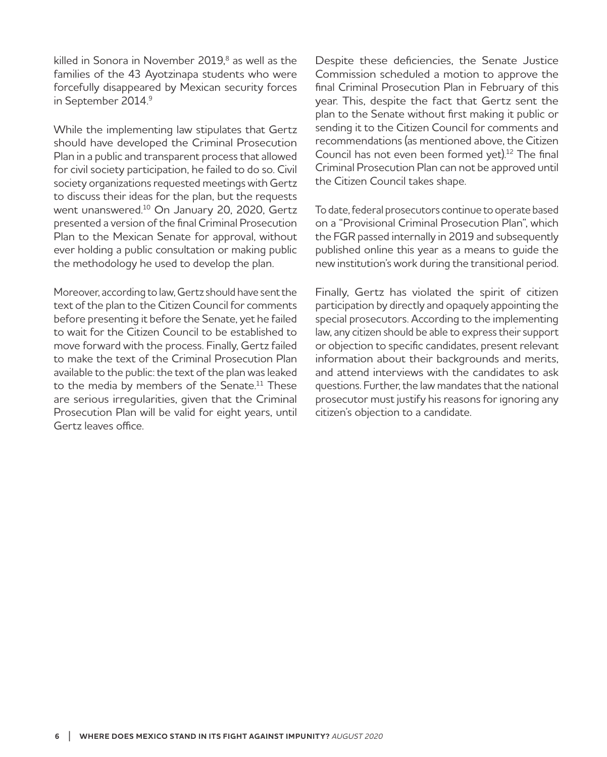killed in Sonora in November 2019,[8] as well as the families of the 43 Ayotzinapa students who were forcefully disappeared by Mexican security forces in September 2014.[9]

While the implementing law stipulates that Gertz should have developed the Criminal Prosecution Plan in a public and transparent process that allowed for civil society participation, he failed to do so. Civil society organizations requested meetings with Gertz to discuss their ideas for the plan, but the requests went unanswered.[10] On January 20, 2020, Gertz presented a version of the final Criminal Prosecution Plan to the Mexican Senate for approval, without ever holding a public consultation or making public the methodology he used to develop the plan.

Moreover, according to law, Gertz should have sent the text of the plan to the Citizen Council for comments before presenting it before the Senate, yet he failed to wait for the Citizen Council to be established to move forward with the process. Finally, Gertz failed to make the text of the Criminal Prosecution Plan available to the public: the text of the plan was leaked to the media by members of the Senate.[11] These are serious irregularities, given that the Criminal Prosecution Plan will be valid for eight years, until Gertz leaves office.

Despite these deficiencies, the Senate Justice Commission scheduled a motion to approve the final Criminal Prosecution Plan in February of this year. This, despite the fact that Gertz sent the plan to the Senate without first making it public or sending it to the Citizen Council for comments and recommendations (as mentioned above, the Citizen Council has not even been formed yet).[12] The final Criminal Prosecution Plan can not be approved until the Citizen Council takes shape.

To date, federal prosecutors continue to operate based on a "Provisional Criminal Prosecution Plan", which the FGR passed internally in 2019 and subsequently published online this year as a means to guide the new institution's work during the transitional period.

Finally, Gertz has violated the spirit of citizen participation by directly and opaquely appointing the special prosecutors. According to the implementing law, any citizen should be able to express their support or objection to specific candidates, present relevant information about their backgrounds and merits, and attend interviews with the candidates to ask questions. Further, the law mandates that the national prosecutor must justify his reasons for ignoring any citizen's objection to a candidate.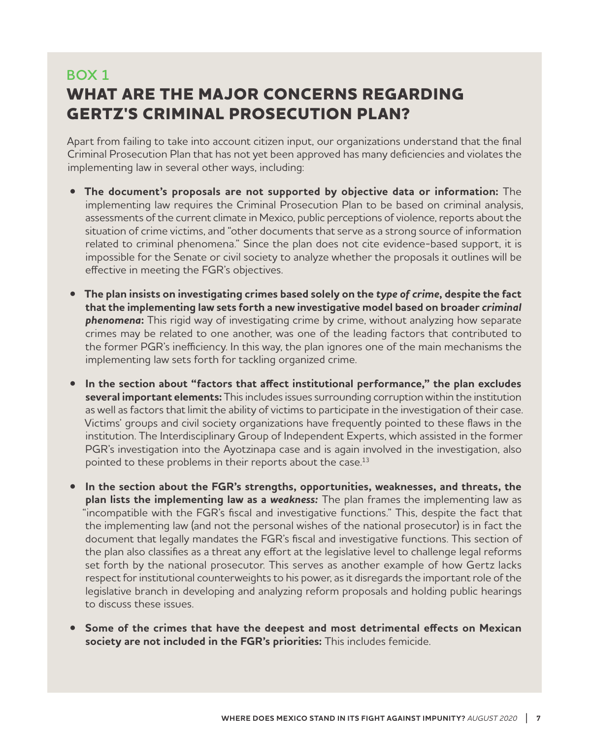## BOX 1

# WHAT ARE THE MAJOR CONCERNS REGARDING GERTZ'S CRIMINAL PROSECUTION PLAN?

Apart from failing to take into account citizen input, our organizations understand that the final Criminal Prosecution Plan that has not yet been approved has many deficiencies and violates the implementing law in several other ways, including:

- **The document's proposals are not supported by objective data or information:** The implementing law requires the Criminal Prosecution Plan to be based on criminal analysis, assessments of the current climate in Mexico, public perceptions of violence, reports about the situation of crime victims, and "other documents that serve as a strong source of information related to criminal phenomena." Since the plan does not cite evidence-based support, it is impossible for the Senate or civil society to analyze whether the proposals it outlines will be effective in meeting the FGR's objectives.

- **The plan insists on investigating crimes based solely on the *type of crime*, despite the fact that the implementing law sets forth a new investigative model based on broader *criminal phenomena*:** This rigid way of investigating crime by crime, without analyzing how separate crimes may be related to one another, was one of the leading factors that contributed to the former PGR's inefficiency. In this way, the plan ignores one of the main mechanisms the implementing law sets forth for tackling organized crime.

- **In the section about "factors that affect institutional performance," the plan excludes several important elements:** This includes issues surrounding corruption within the institution as well as factors that limit the ability of victims to participate in the investigation of their case. Victims' groups and civil society organizations have frequently pointed to these flaws in the institution. The Interdisciplinary Group of Independent Experts, which assisted in the former PGR's investigation into the Ayotzinapa case and is again involved in the investigation, also pointed to these problems in their reports about the case.[13]

- **In the section about the FGR's strengths, opportunities, weaknesses, and threats, the plan lists the implementing law as a *weakness:*** The plan frames the implementing law as "incompatible with the FGR's fiscal and investigative functions." This, despite the fact that the implementing law (and not the personal wishes of the national prosecutor) is in fact the document that legally mandates the FGR's fiscal and investigative functions. This section of the plan also classifies as a threat any effort at the legislative level to challenge legal reforms set forth by the national prosecutor. This serves as another example of how Gertz lacks respect for institutional counterweights to his power, as it disregards the important role of the legislative branch in developing and analyzing reform proposals and holding public hearings to discuss these issues.

- **Some of the crimes that have the deepest and most detrimental effects on Mexican society are not included in the FGR's priorities:** This includes femicide.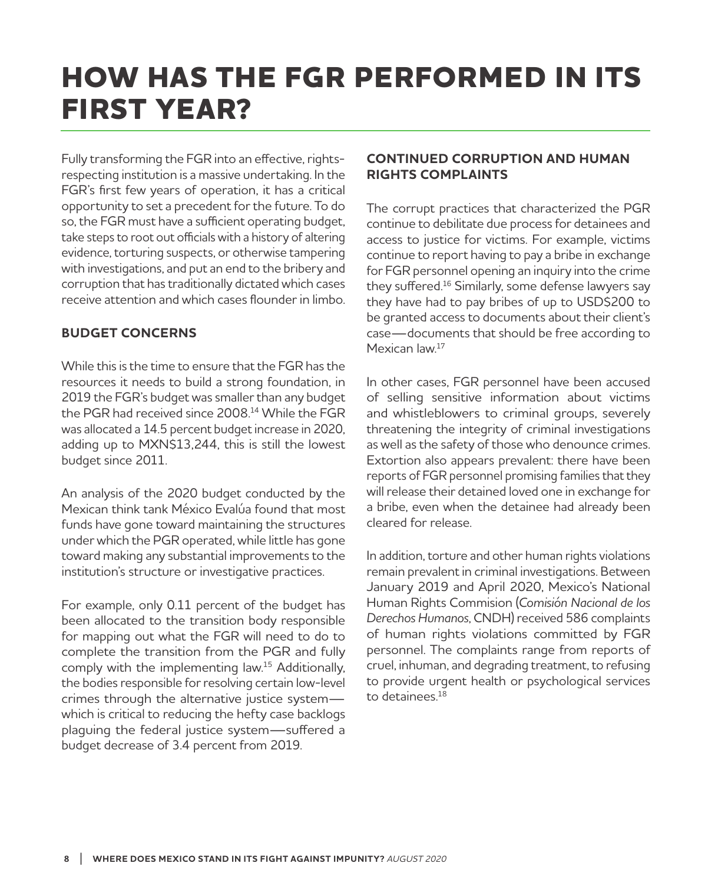# HOW HAS THE FGR PERFORMED IN ITS FIRST YEAR?

Fully transforming the FGR into an effective, rights-respecting institution is a massive undertaking. In the FGR's first few years of operation, it has a critical opportunity to set a precedent for the future. To do so, the FGR must have a sufficient operating budget, take steps to root out officials with a history of altering evidence, torturing suspects, or otherwise tampering with investigations, and put an end to the bribery and corruption that has traditionally dictated which cases receive attention and which cases flounder in limbo.

### BUDGET CONCERNS

While this is the time to ensure that the FGR has the resources it needs to build a strong foundation, in 2019 the FGR's budget was smaller than any budget the PGR had received since 2008.[14] While the FGR was allocated a 14.5 percent budget increase in 2020, adding up to MXN$13,244, this is still the lowest budget since 2011.

An analysis of the 2020 budget conducted by the Mexican think tank México Evalúa found that most funds have gone toward maintaining the structures under which the PGR operated, while little has gone toward making any substantial improvements to the institution's structure or investigative practices.

For example, only 0.11 percent of the budget has been allocated to the transition body responsible for mapping out what the FGR will need to do to complete the transition from the PGR and fully comply with the implementing law.[15] Additionally, the bodies responsible for resolving certain low-level crimes through the alternative justice system—which is critical to reducing the hefty case backlogs plaguing the federal justice system—suffered a budget decrease of 3.4 percent from 2019.

### CONTINUED CORRUPTION AND HUMAN RIGHTS COMPLAINTS

The corrupt practices that characterized the PGR continue to debilitate due process for detainees and access to justice for victims. For example, victims continue to report having to pay a bribe in exchange for FGR personnel opening an inquiry into the crime they suffered.[16] Similarly, some defense lawyers say they have had to pay bribes of up to USD$200 to be granted access to documents about their client's case—documents that should be free according to Mexican law.[17]

In other cases, FGR personnel have been accused of selling sensitive information about victims and whistleblowers to criminal groups, severely threatening the integrity of criminal investigations as well as the safety of those who denounce crimes. Extortion also appears prevalent: there have been reports of FGR personnel promising families that they will release their detained loved one in exchange for a bribe, even when the detainee had already been cleared for release.

In addition, torture and other human rights violations remain prevalent in criminal investigations. Between January 2019 and April 2020, Mexico's National Human Rights Commision (*Comisión Nacional de los Derechos Humanos*, CNDH) received 586 complaints of human rights violations committed by FGR personnel. The complaints range from reports of cruel, inhuman, and degrading treatment, to refusing to provide urgent health or psychological services to detainees.[18]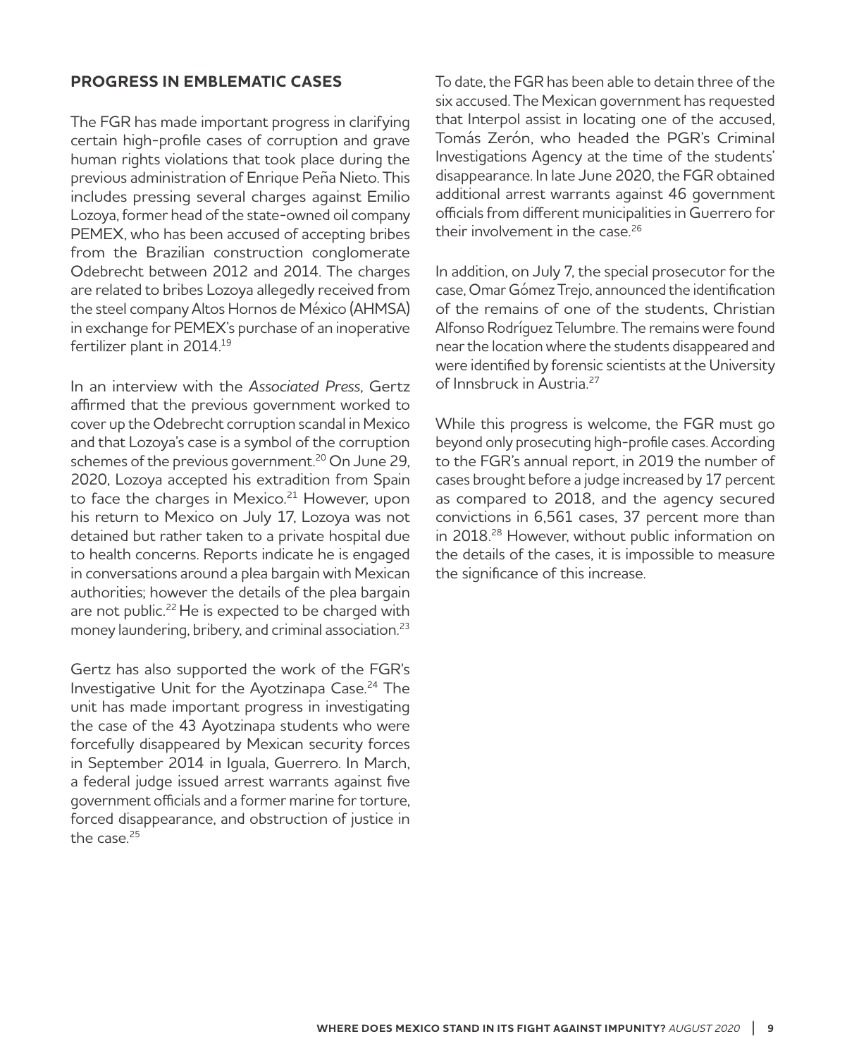## PROGRESS IN EMBLEMATIC CASES

The FGR has made important progress in clarifying certain high-profile cases of corruption and grave human rights violations that took place during the previous administration of Enrique Peña Nieto. This includes pressing several charges against Emilio Lozoya, former head of the state-owned oil company PEMEX, who has been accused of accepting bribes from the Brazilian construction conglomerate Odebrecht between 2012 and 2014. The charges are related to bribes Lozoya allegedly received from the steel company Altos Hornos de México (AHMSA) in exchange for PEMEX's purchase of an inoperative fertilizer plant in 2014.[19]

In an interview with the *Associated Press*, Gertz affirmed that the previous government worked to cover up the Odebrecht corruption scandal in Mexico and that Lozoya's case is a symbol of the corruption schemes of the previous government.[20] On June 29, 2020, Lozoya accepted his extradition from Spain to face the charges in Mexico.[21] However, upon his return to Mexico on July 17, Lozoya was not detained but rather taken to a private hospital due to health concerns. Reports indicate he is engaged in conversations around a plea bargain with Mexican authorities; however the details of the plea bargain are not public.[22] He is expected to be charged with money laundering, bribery, and criminal association.[23]

Gertz has also supported the work of the FGR's Investigative Unit for the Ayotzinapa Case.[24] The unit has made important progress in investigating the case of the 43 Ayotzinapa students who were forcefully disappeared by Mexican security forces in September 2014 in Iguala, Guerrero. In March, a federal judge issued arrest warrants against five government officials and a former marine for torture, forced disappearance, and obstruction of justice in the case.[25]

To date, the FGR has been able to detain three of the six accused. The Mexican government has requested that Interpol assist in locating one of the accused, Tomás Zerón, who headed the PGR's Criminal Investigations Agency at the time of the students' disappearance. In late June 2020, the FGR obtained additional arrest warrants against 46 government officials from different municipalities in Guerrero for their involvement in the case.[26]

In addition, on July 7, the special prosecutor for the case, Omar Gómez Trejo, announced the identification of the remains of one of the students, Christian Alfonso Rodríguez Telumbre. The remains were found near the location where the students disappeared and were identified by forensic scientists at the University of Innsbruck in Austria.[27]

While this progress is welcome, the FGR must go beyond only prosecuting high-profile cases. According to the FGR's annual report, in 2019 the number of cases brought before a judge increased by 17 percent as compared to 2018, and the agency secured convictions in 6,561 cases, 37 percent more than in 2018.[28] However, without public information on the details of the cases, it is impossible to measure the significance of this increase.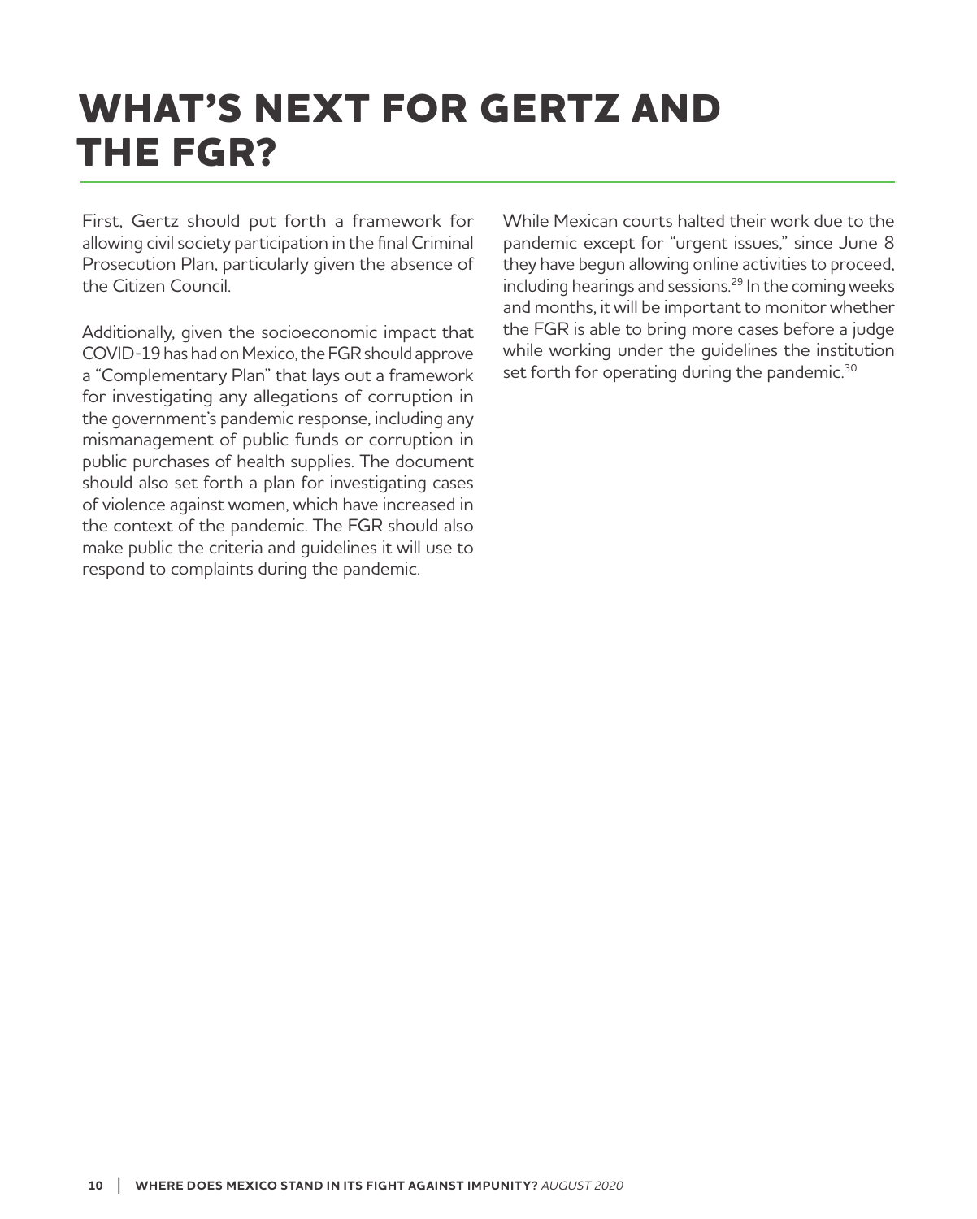# WHAT'S NEXT FOR GERTZ AND THE FGR?

First, Gertz should put forth a framework for allowing civil society participation in the final Criminal Prosecution Plan, particularly given the absence of the Citizen Council.

Additionally, given the socioeconomic impact that COVID-19 has had on Mexico, the FGR should approve a "Complementary Plan" that lays out a framework for investigating any allegations of corruption in the government's pandemic response, including any mismanagement of public funds or corruption in public purchases of health supplies. The document should also set forth a plan for investigating cases of violence against women, which have increased in the context of the pandemic. The FGR should also make public the criteria and guidelines it will use to respond to complaints during the pandemic.

While Mexican courts halted their work due to the pandemic except for "urgent issues," since June 8 they have begun allowing online activities to proceed, including hearings and sessions.[29] In the coming weeks and months, it will be important to monitor whether the FGR is able to bring more cases before a judge while working under the guidelines the institution set forth for operating during the pandemic.[30]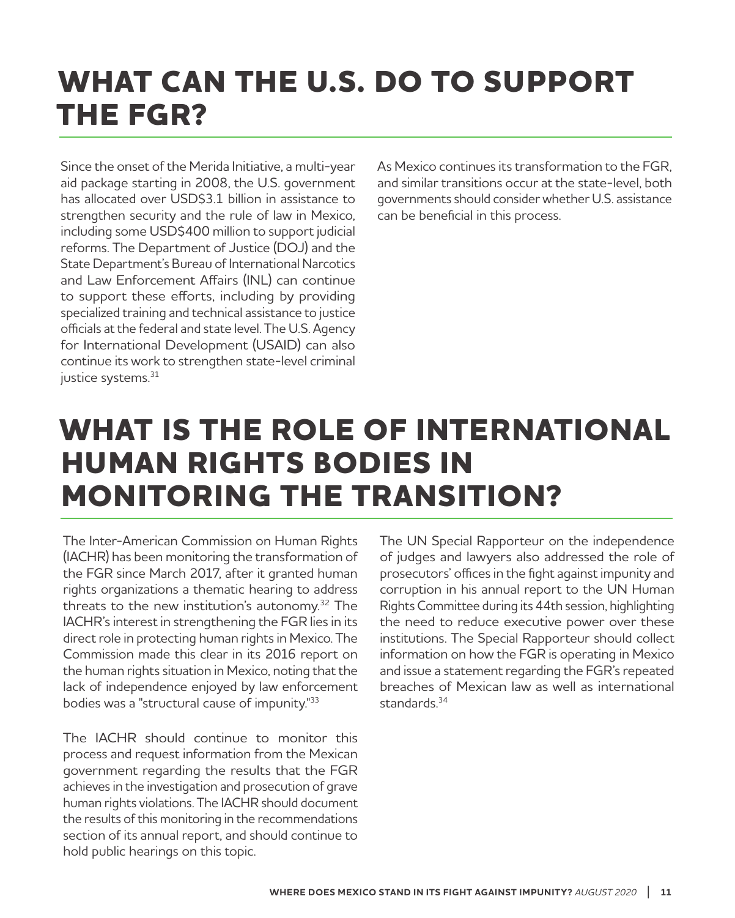# WHAT CAN THE U.S. DO TO SUPPORT THE FGR?

Since the onset of the Merida Initiative, a multi-year aid package starting in 2008, the U.S. government has allocated over USD$3.1 billion in assistance to strengthen security and the rule of law in Mexico, including some USD$400 million to support judicial reforms. The Department of Justice (DOJ) and the State Department's Bureau of International Narcotics and Law Enforcement Affairs (INL) can continue to support these efforts, including by providing specialized training and technical assistance to justice officials at the federal and state level. The U.S. Agency for International Development (USAID) can also continue its work to strengthen state-level criminal justice systems.[31]

As Mexico continues its transformation to the FGR, and similar transitions occur at the state-level, both governments should consider whether U.S. assistance can be beneficial in this process.

# WHAT IS THE ROLE OF INTERNATIONAL HUMAN RIGHTS BODIES IN MONITORING THE TRANSITION?

The Inter-American Commission on Human Rights (IACHR) has been monitoring the transformation of the FGR since March 2017, after it granted human rights organizations a thematic hearing to address threats to the new institution's autonomy.[32] The IACHR's interest in strengthening the FGR lies in its direct role in protecting human rights in Mexico. The Commission made this clear in its 2016 report on the human rights situation in Mexico, noting that the lack of independence enjoyed by law enforcement bodies was a "structural cause of impunity."[33]

The IACHR should continue to monitor this process and request information from the Mexican government regarding the results that the FGR achieves in the investigation and prosecution of grave human rights violations. The IACHR should document the results of this monitoring in the recommendations section of its annual report, and should continue to hold public hearings on this topic.

The UN Special Rapporteur on the independence of judges and lawyers also addressed the role of prosecutors' offices in the fight against impunity and corruption in his annual report to the UN Human Rights Committee during its 44th session, highlighting the need to reduce executive power over these institutions. The Special Rapporteur should collect information on how the FGR is operating in Mexico and issue a statement regarding the FGR's repeated breaches of Mexican law as well as international standards.[34]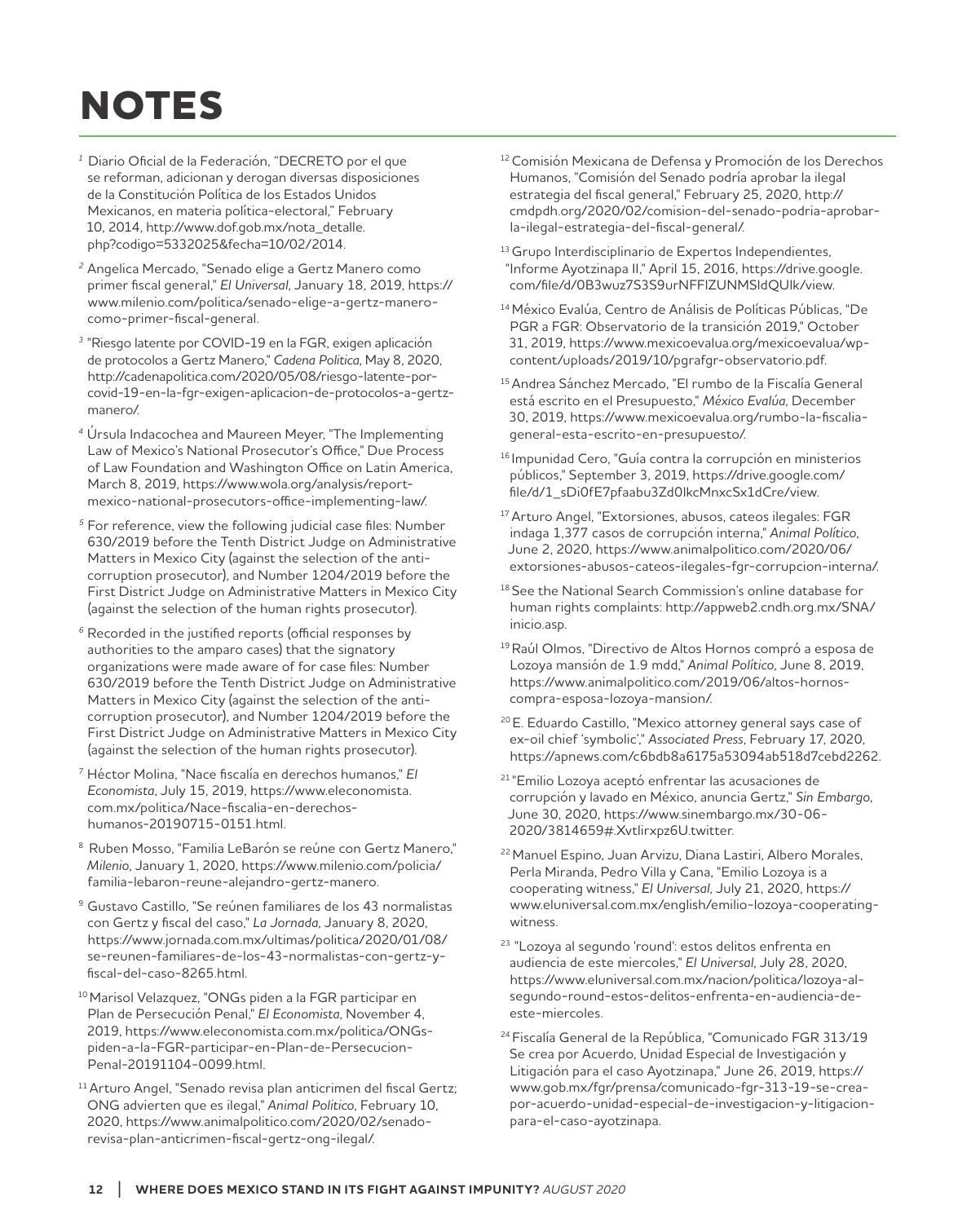# NOTES

[1] Diario Oficial de la Federación, "DECRETO por el que se reforman, adicionan y derogan diversas disposiciones de la Constitución Política de los Estados Unidos Mexicanos, en materia política-electoral," February 10, 2014, http://www.dof.gob.mx/nota_detalle.php?codigo=5332025&fecha=10/02/2014.

[2] Angelica Mercado, "Senado elige a Gertz Manero como primer fiscal general," *El Universal*, January 18, 2019, https://www.milenio.com/politica/senado-elige-a-gertz-manero-como-primer-fiscal-general.

[3] "Riesgo latente por COVID-19 en la FGR, exigen aplicación de protocolos a Gertz Manero," *Cadena Politica*, May 8, 2020, http://cadenapolitica.com/2020/05/08/riesgo-latente-por-covid-19-en-la-fgr-exigen-aplicacion-de-protocolos-a-gertz-manero/.

[4] Úrsula Indacochea and Maureen Meyer, "The Implementing Law of Mexico's National Prosecutor's Office," Due Process of Law Foundation and Washington Office on Latin America, March 8, 2019, https://www.wola.org/analysis/report-mexico-national-prosecutors-office-implementing-law/.

[5] For reference, view the following judicial case files: Number 630/2019 before the Tenth District Judge on Administrative Matters in Mexico City (against the selection of the anti-corruption prosecutor), and Number 1204/2019 before the First District Judge on Administrative Matters in Mexico City (against the selection of the human rights prosecutor).

[6] Recorded in the justified reports (official responses by authorities to the amparo cases) that the signatory organizations were made aware of for case files: Number 630/2019 before the Tenth District Judge on Administrative Matters in Mexico City (against the selection of the anti-corruption prosecutor), and Number 1204/2019 before the First District Judge on Administrative Matters in Mexico City (against the selection of the human rights prosecutor).

[7] Héctor Molina, "Nace fiscalía en derechos humanos," *El Economista*, July 15, 2019, https://www.eleconomista.com.mx/politica/Nace-fiscalia-en-derechos-humanos-20190715-0151.html.

[8] Ruben Mosso, "Familia LeBarón se reúne con Gertz Manero," *Milenio*, January 1, 2020, https://www.milenio.com/policia/familia-lebaron-reune-alejandro-gertz-manero.

[9] Gustavo Castillo, "Se reúnen familiares de los 43 normalistas con Gertz y fiscal del caso," *La Jornada*, January 8, 2020, https://www.jornada.com.mx/ultimas/politica/2020/01/08/se-reunen-familiares-de-los-43-normalistas-con-gertz-y-fiscal-del-caso-8265.html.

[10] Marisol Velazquez, "ONGs piden a la FGR participar en Plan de Persecución Penal," *El Economista*, November 4, 2019, https://www.eleconomista.com.mx/politica/ONGs-piden-a-la-FGR-participar-en-Plan-de-Persecucion-Penal-20191104-0099.html.

[11] Arturo Angel, "Senado revisa plan anticrimen del fiscal Gertz; ONG advierten que es ilegal," *Animal Politico*, February 10, 2020, https://www.animalpolitico.com/2020/02/senado-revisa-plan-anticrimen-fiscal-gertz-ong-ilegal/.

[12] Comisión Mexicana de Defensa y Promoción de los Derechos Humanos, "Comisión del Senado podría aprobar la ilegal estrategia del fiscal general," February 25, 2020, http://cmdpdh.org/2020/02/comision-del-senado-podria-aprobar-la-ilegal-estrategia-del-fiscal-general/.

[13] Grupo Interdisciplinario de Expertos Independientes, "Informe Ayotzinapa II," April 15, 2016, https://drive.google.com/file/d/0B3wuz7S3S9urNFFlZUNMSldQUlk/view.

[14] México Evalúa, Centro de Análisis de Políticas Públicas, "De PGR a FGR: Observatorio de la transición 2019," October 31, 2019, https://www.mexicoevalua.org/mexicoevalua/wp-content/uploads/2019/10/pgrafgr-observatorio.pdf.

[15] Andrea Sánchez Mercado, "El rumbo de la Fiscalía General está escrito en el Presupuesto," *México Evalúa*, December 30, 2019, https://www.mexicoevalua.org/rumbo-la-fiscalia-general-esta-escrito-en-presupuesto/.

[16] Impunidad Cero, "Guía contra la corrupción en ministerios públicos," September 3, 2019, https://drive.google.com/file/d/1_sDi0fE7pfaabu3Zd0IkcMnxcSx1dCre/view.

[17] Arturo Angel, "Extorsiones, abusos, cateos ilegales: FGR indaga 1,377 casos de corrupción interna," *Animal Político*, June 2, 2020, https://www.animalpolitico.com/2020/06/extorsiones-abusos-cateos-ilegales-fgr-corrupcion-interna/.

[18] See the National Search Commission's online database for human rights complaints: http://appweb2.cndh.org.mx/SNA/inicio.asp.

[19] Raúl Olmos, "Directivo de Altos Hornos compró a esposa de Lozoya mansión de 1.9 mdd," *Animal Político*, June 8, 2019, https://www.animalpolitico.com/2019/06/altos-hornos-compra-esposa-lozoya-mansion/.

[20] E. Eduardo Castillo, "Mexico attorney general says case of ex-oil chief 'symbolic'," *Associated Press*, February 17, 2020, https://apnews.com/c6bdb8a6175a53094ab518d7cebd2262.

[21] "Emilio Lozoya aceptó enfrentar las acusaciones de corrupción y lavado en México, anuncia Gertz," *Sin Embargo*, June 30, 2020, https://www.sinembargo.mx/30-06-2020/3814659#.Xvtlirxpz6U.twitter.

[22] Manuel Espino, Juan Arvizu, Diana Lastiri, Albero Morales, Perla Miranda, Pedro Villa y Cana, "Emilio Lozoya is a cooperating witness," *El Universal*, July 21, 2020, https://www.eluniversal.com.mx/english/emilio-lozoya-cooperating-witness.

[23] "Lozoya al segundo 'round': estos delitos enfrenta en audiencia de este miercoles," *El Universal*, July 28, 2020, https://www.eluniversal.com.mx/nacion/politica/lozoya-al-segundo-round-estos-delitos-enfrenta-en-audiencia-de-este-miercoles.

[24] Fiscalía General de la República, "Comunicado FGR 313/19 Se crea por Acuerdo, Unidad Especial de Investigación y Litigación para el caso Ayotzinapa," June 26, 2019, https://www.gob.mx/fgr/prensa/comunicado-fgr-313-19-se-crea-por-acuerdo-unidad-especial-de-investigacion-y-litigacion-para-el-caso-ayotzinapa.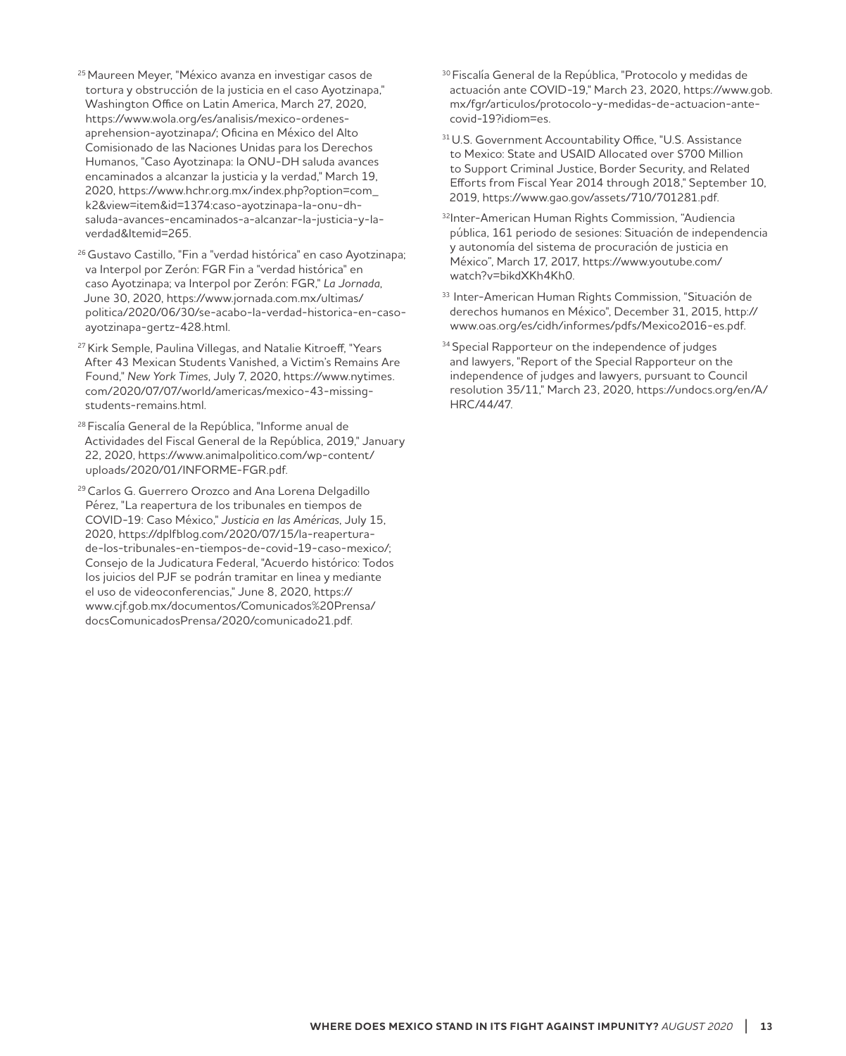[25] Maureen Meyer, "México avanza en investigar casos de tortura y obstrucción de la justicia en el caso Ayotzinapa," Washington Office on Latin America, March 27, 2020, https://www.wola.org/es/analisis/mexico-ordenes-aprehension-ayotzinapa/; Oficina en México del Alto Comisionado de las Naciones Unidas para los Derechos Humanos, "Caso Ayotzinapa: la ONU-DH saluda avances encaminados a alcanzar la justicia y la verdad," March 19, 2020, https://www.hchr.org.mx/index.php?option=com_k2&view=item&id=1374:caso-ayotzinapa-la-onu-dh-saluda-avances-encaminados-a-alcanzar-la-justicia-y-la-verdad&Itemid=265.

[26] Gustavo Castillo, "Fin a "verdad histórica" en caso Ayotzinapa; va Interpol por Zerón: FGR Fin a "verdad histórica" en caso Ayotzinapa; va Interpol por Zerón: FGR," *La Jornada*, June 30, 2020, https://www.jornada.com.mx/ultimas/politica/2020/06/30/se-acabo-la-verdad-historica-en-caso-ayotzinapa-gertz-428.html.

[27] Kirk Semple, Paulina Villegas, and Natalie Kitroeff, "Years After 43 Mexican Students Vanished, a Victim's Remains Are Found," *New York Times*, July 7, 2020, https://www.nytimes.com/2020/07/07/world/americas/mexico-43-missing-students-remains.html.

[28] Fiscalía General de la República, "Informe anual de Actividades del Fiscal General de la República, 2019," January 22, 2020, https://www.animalpolitico.com/wp-content/uploads/2020/01/INFORME-FGR.pdf.

[29] Carlos G. Guerrero Orozco and Ana Lorena Delgadillo Pérez, "La reapertura de los tribunales en tiempos de COVID-19: Caso México," *Justicia en las Américas*, July 15, 2020, https://dplfblog.com/2020/07/15/la-reapertura-de-los-tribunales-en-tiempos-de-covid-19-caso-mexico/; Consejo de la Judicatura Federal, "Acuerdo histórico: Todos los juicios del PJF se podrán tramitar en linea y mediante el uso de videoconferencias," June 8, 2020, https://www.cjf.gob.mx/documentos/Comunicados%20Prensa/docsComunicadosPrensa/2020/comunicado21.pdf.

[30] Fiscalía General de la República, "Protocolo y medidas de actuación ante COVID-19," March 23, 2020, https://www.gob.mx/fgr/articulos/protocolo-y-medidas-de-actuacion-ante-covid-19?idiom=es.

[31] U.S. Government Accountability Office, "U.S. Assistance to Mexico: State and USAID Allocated over $700 Million to Support Criminal Justice, Border Security, and Related Efforts from Fiscal Year 2014 through 2018," September 10, 2019, https://www.gao.gov/assets/710/701281.pdf.

[32] Inter-American Human Rights Commission, "Audiencia pública, 161 periodo de sesiones: Situación de independencia y autonomía del sistema de procuración de justicia en México", March 17, 2017, https://www.youtube.com/watch?v=bikdXKh4Kh0.

[33] Inter-American Human Rights Commission, "Situación de derechos humanos en México", December 31, 2015, http://www.oas.org/es/cidh/informes/pdfs/Mexico2016-es.pdf.

[34] Special Rapporteur on the independence of judges and lawyers, "Report of the Special Rapporteur on the independence of judges and lawyers, pursuant to Council resolution 35/11," March 23, 2020, https://undocs.org/en/A/HRC/44/47.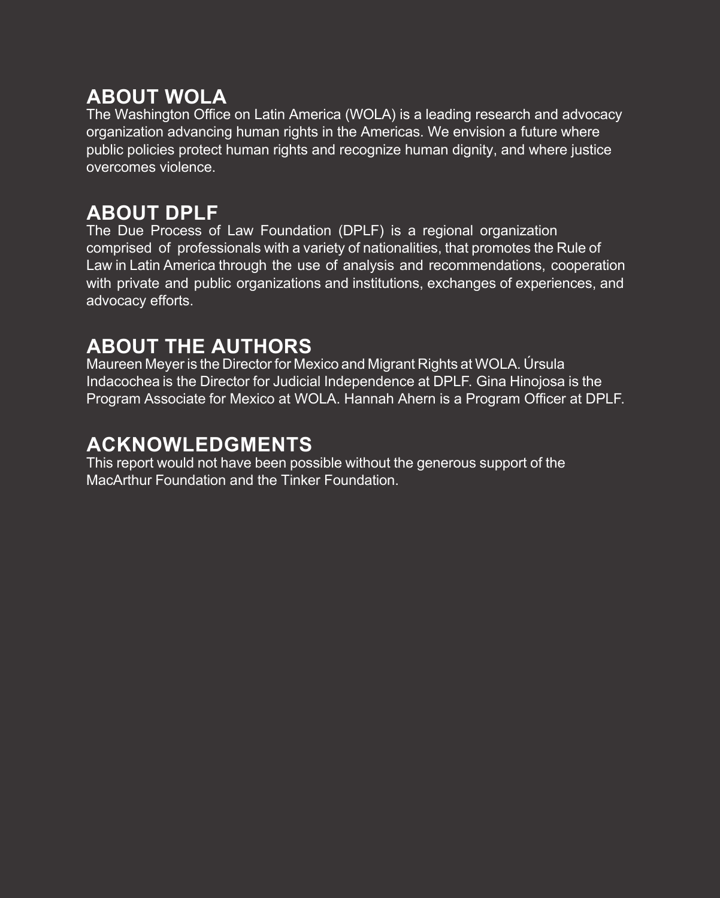## ABOUT WOLA

The Washington Office on Latin America (WOLA) is a leading research and advocacy organization advancing human rights in the Americas. We envision a future where public policies protect human rights and recognize human dignity, and where justice overcomes violence.

## ABOUT DPLF

The Due Process of Law Foundation (DPLF) is a regional organization comprised of professionals with a variety of nationalities, that promotes the Rule of Law in Latin America through the use of analysis and recommendations, cooperation with private and public organizations and institutions, exchanges of experiences, and advocacy efforts.

## ABOUT THE AUTHORS

Maureen Meyer is the Director for Mexico and Migrant Rights at WOLA. Úrsula Indacochea is the Director for Judicial Independence at DPLF. Gina Hinojosa is the Program Associate for Mexico at WOLA. Hannah Ahern is a Program Officer at DPLF.

## ACKNOWLEDGMENTS

This report would not have been possible without the generous support of the MacArthur Foundation and the Tinker Foundation.